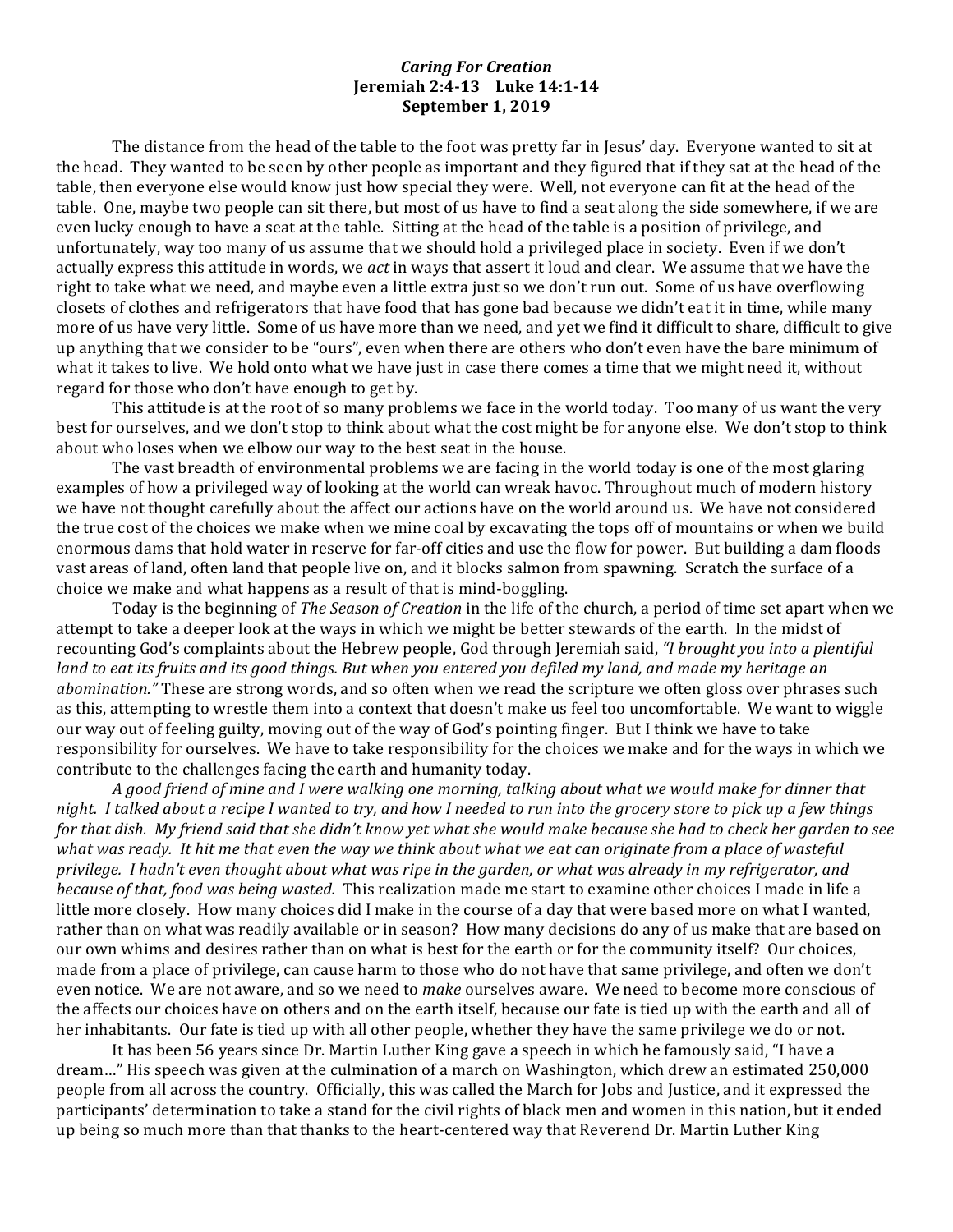# *Caring For Creation*

**Jeremiah 2:4-13 Luke 14:1-14**

**September 1, 2019**

The distance from the head of the table to the foot was pretty far in Jesus' day. Everyone wanted to sit at the head. They wanted to be seen by other people as important and they figured that if they sat at the head of the table, then everyone else would know just how special they were. Well, not everyone can fit at the head of the table. One, maybe two people can sit there, but most of us have to find a seat along the side somewhere, if we are even lucky enough to have a seat at the table. Sitting at the head of the table is a position of privilege, and unfortunately, way too many of us assume that we should hold a privileged place in society. Even if we don't actually express this attitude in words, we *act* in ways that assert it loud and clear. We assume that we have the right to take what we need, and maybe even a little extra just so we don't run out. Some of us have overflowing closets of clothes and refrigerators that have food that has gone bad because we didn't eat it in time, while many more of us have very little. Some of us have more than we need, and yet we find it difficult to share, difficult to give up anything that we consider to be "ours", even when there are others who don't even have the bare minimum of what it takes to live. We hold onto what we have just in case there comes a time that we might need it, without regard for those who don't have enough to get by.

This attitude is at the root of so many problems we face in the world today. Too many of us want the very best for ourselves, and we don't stop to think about what the cost might be for anyone else. We don't stop to think about who loses when we elbow our way to the best seat in the house.

The vast breadth of environmental problems we are facing in the world today is one of the most glaring examples of how a privileged way of looking at the world can wreak havoc. Throughout much of modern history we have not thought carefully about the affect our actions have on the world around us. We have not considered the true cost of the choices we make when we mine coal by excavating the tops off of mountains or when we build enormous dams that hold water in reserve for far-off cities and use the flow for power. But building a dam floods vast areas of land, often land that people live on, and it blocks salmon from spawning. Scratch the surface of a choice we make and what happens as a result of that is mind-boggling.

Today is the beginning of *The Season of Creation* in the life of the church, a period of time set apart when we attempt to take a deeper look at the ways in which we might be better stewards of the earth. In the midst of recounting God's complaints about the Hebrew people, God through Jeremiah said, *"I brought you into a plentiful land to eat its fruits and its good things. But when you entered you defiled my land, and made my heritage an abomination."* These are strong words, and so often when we read the scripture we often gloss over phrases such as this, attempting to wrestle them into a context that doesn't make us feel too uncomfortable. We want to wiggle our way out of feeling guilty, moving out of the way of God's pointing finger. But I think we have to take responsibility for ourselves. We have to take responsibility for the choices we make and for the ways in which we contribute to the challenges facing the earth and humanity today.

*A good friend of mine and I were walking one morning, talking about what we would make for dinner that night. I talked about a recipe I wanted to try, and how I needed to run into the grocery store to pick up a few things for that dish. My friend said that she didn't know yet what she would make because she had to check her garden to see what was ready. It hit me that even the way we think about what we eat can originate from a place of wasteful privilege. I hadn't even thought about what was ripe in the garden, or what was already in my refrigerator, and because of that, food was being wasted.* This realization made me start to examine other choices I made in life a little more closely. How many choices did I make in the course of a day that were based more on what I wanted, rather than on what was readily available or in season? How many decisions do any of us make that are based on our own whims and desires rather than on what is best for the earth or for the community itself? Our choices, made from a place of privilege, can cause harm to those who do not have that same privilege, and often we don't even notice. We are not aware, and so we need to *make* ourselves aware. We need to become more conscious of the affects our choices have on others and on the earth itself, because our fate is tied up with the earth and all of her inhabitants. Our fate is tied up with all other people, whether they have the same privilege we do or not.

It has been 56 years since Dr. Martin Luther King gave a speech in which he famously said, "I have a dream…" His speech was given at the culmination of a march on Washington, which drew an estimated 250,000 people from all across the country. Officially, this was called the March for Jobs and Justice, and it expressed the participants' determination to take a stand for the civil rights of black men and women in this nation, but it ended up being so much more than that thanks to the heart-centered way that Reverend Dr. Martin Luther King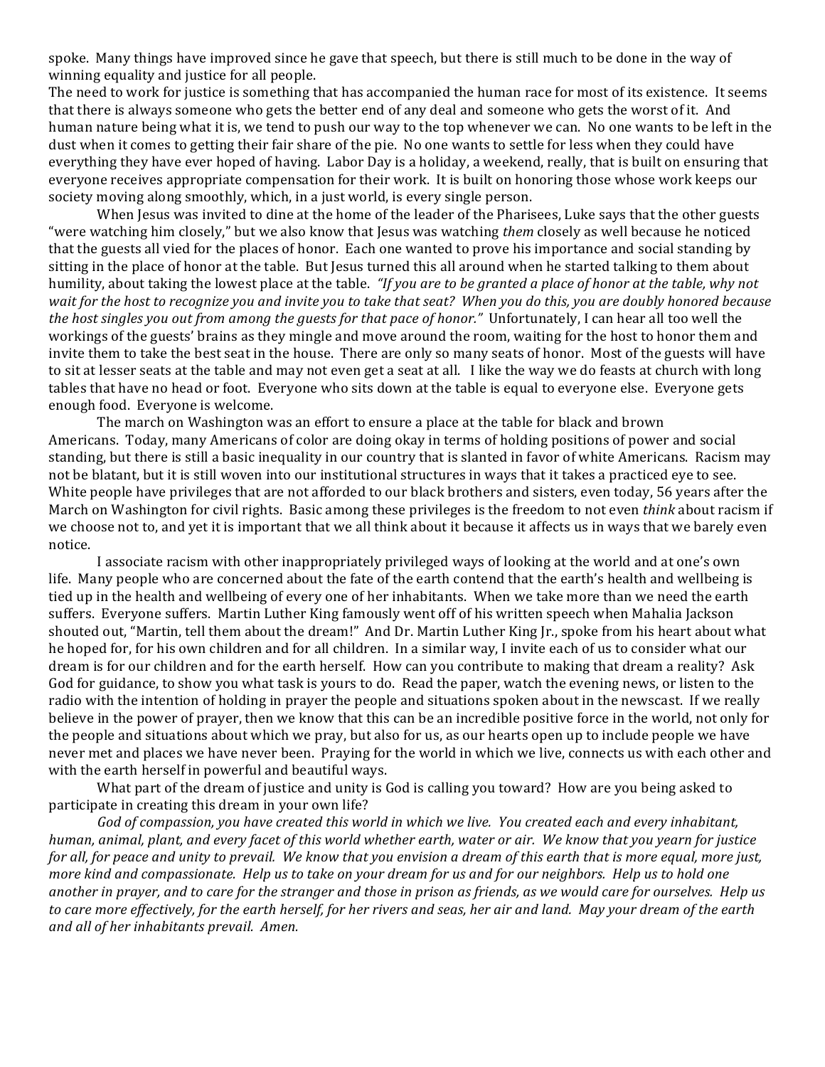spoke. Many things have improved since he gave that speech, but there is still much to be done in the way of winning equality and justice for all people.

The need to work for justice is something that has accompanied the human race for most of its existence. It seems that there is always someone who gets the better end of any deal and someone who gets the worst of it. And human nature being what it is, we tend to push our way to the top whenever we can. No one wants to be left in the dust when it comes to getting their fair share of the pie. No one wants to settle for less when they could have everything they have ever hoped of having. Labor Day is a holiday, a weekend, really, that is built on ensuring that everyone receives appropriate compensation for their work. It is built on honoring those whose work keeps our society moving along smoothly, which, in a just world, is every single person.

When Jesus was invited to dine at the home of the leader of the Pharisees, Luke says that the other guests "were watching him closely," but we also know that Jesus was watching *them* closely as well because he noticed that the guests all vied for the places of honor. Each one wanted to prove his importance and social standing by sitting in the place of honor at the table. But Jesus turned this all around when he started talking to them about humility, about taking the lowest place at the table. *"If you are to be granted a place of honor at the table, why not wait for the host to recognize you and invite you to take that seat? When you do this, you are doubly honored because the host singles you out from among the guests for that pace of honor."* Unfortunately, I can hear all too well the workings of the guests' brains as they mingle and move around the room, waiting for the host to honor them and invite them to take the best seat in the house. There are only so many seats of honor. Most of the guests will have to sit at lesser seats at the table and may not even get a seat at all. I like the way we do feasts at church with long tables that have no head or foot. Everyone who sits down at the table is equal to everyone else. Everyone gets enough food. Everyone is welcome.

The march on Washington was an effort to ensure a place at the table for black and brown Americans. Today, many Americans of color are doing okay in terms of holding positions of power and social standing, but there is still a basic inequality in our country that is slanted in favor of white Americans. Racism may not be blatant, but it is still woven into our institutional structures in ways that it takes a practiced eye to see. White people have privileges that are not afforded to our black brothers and sisters, even today, 56 years after the March on Washington for civil rights. Basic among these privileges is the freedom to not even *think* about racism if we choose not to, and yet it is important that we all think about it because it affects us in ways that we barely even notice.

I associate racism with other inappropriately privileged ways of looking at the world and at one's own life. Many people who are concerned about the fate of the earth contend that the earth's health and wellbeing is tied up in the health and wellbeing of every one of her inhabitants. When we take more than we need the earth suffers. Everyone suffers. Martin Luther King famously went off of his written speech when Mahalia Jackson shouted out, "Martin, tell them about the dream!" And Dr. Martin Luther King Jr., spoke from his heart about what he hoped for, for his own children and for all children. In a similar way, I invite each of us to consider what our dream is for our children and for the earth herself. How can you contribute to making that dream a reality? Ask God for guidance, to show you what task is yours to do. Read the paper, watch the evening news, or listen to the radio with the intention of holding in prayer the people and situations spoken about in the newscast. If we really believe in the power of prayer, then we know that this can be an incredible positive force in the world, not only for the people and situations about which we pray, but also for us, as our hearts open up to include people we have never met and places we have never been. Praying for the world in which we live, connects us with each other and with the earth herself in powerful and beautiful ways.

What part of the dream of justice and unity is God is calling you toward? How are you being asked to participate in creating this dream in your own life?

*God of compassion, you have created this world in which we live. You created each and every inhabitant, human, animal, plant, and every facet of this world whether earth, water or air. We know that you yearn for justice for all, for peace and unity to prevail. We know that you envision a dream of this earth that is more equal, more just, more kind and compassionate. Help us to take on your dream for us and for our neighbors. Help us to hold one another in prayer, and to care for the stranger and those in prison as friends, as we would care for ourselves. Help us to care more effectively, for the earth herself, for her rivers and seas, her air and land. May your dream of the earth and all of her inhabitants prevail. Amen.*